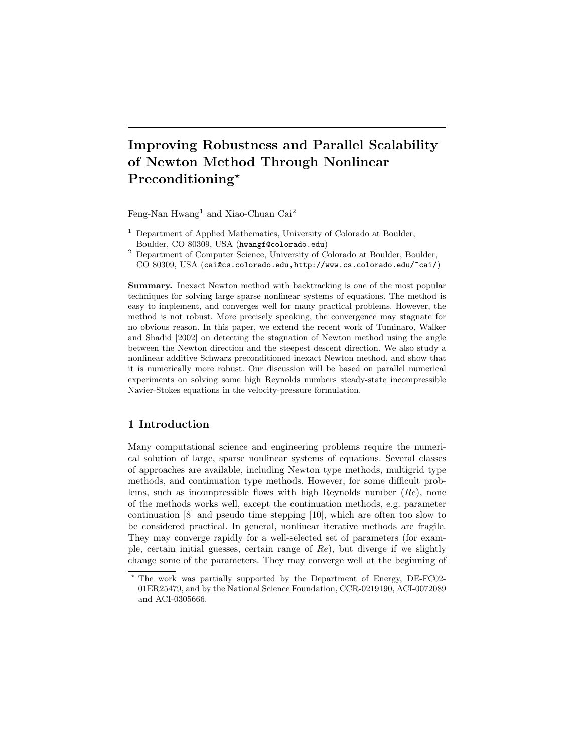# Improving Robustness and Parallel Scalability of Newton Method Through Nonlinear Preconditioning*

Feng-Nan Hwang[1] and Xiao-Chuan Cai[2]

[1] Department of Applied Mathematics, University of Colorado at Boulder, Boulder, CO 80309, USA (hwangf@colorado.edu)

[2] Department of Computer Science, University of Colorado at Boulder, Boulder, CO 80309, USA (cai@cs.colorado.edu,http://www.cs.colorado.edu/~cai/)

**Summary.** Inexact Newton method with backtracking is one of the most popular techniques for solving large sparse nonlinear systems of equations. The method is easy to implement, and converges well for many practical problems. However, the method is not robust. More precisely speaking, the convergence may stagnate for no obvious reason. In this paper, we extend the recent work of Tuminaro, Walker and Shadid [2002] on detecting the stagnation of Newton method using the angle between the Newton direction and the steepest descent direction. We also study a nonlinear additive Schwarz preconditioned inexact Newton method, and show that it is numerically more robust. Our discussion will be based on parallel numerical experiments on solving some high Reynolds numbers steady-state incompressible Navier-Stokes equations in the velocity-pressure formulation.

## 1 Introduction

Many computational science and engineering problems require the numerical solution of large, sparse nonlinear systems of equations. Several classes of approaches are available, including Newton type methods, multigrid type methods, and continuation type methods. However, for some difficult problems, such as incompressible flows with high Reynolds number ($Re$), none of the methods works well, except the continuation methods, e.g. parameter continuation [8] and pseudo time stepping [10], which are often too slow to be considered practical. In general, nonlinear iterative methods are fragile. They may converge rapidly for a well-selected set of parameters (for example, certain initial guesses, certain range of $Re$), but diverge if we slightly change some of the parameters. They may converge well at the beginning of

* The work was partially supported by the Department of Energy, DE-FC02-01ER25479, and by the National Science Foundation, CCR-0219190, ACI-0072089 and ACI-0305666.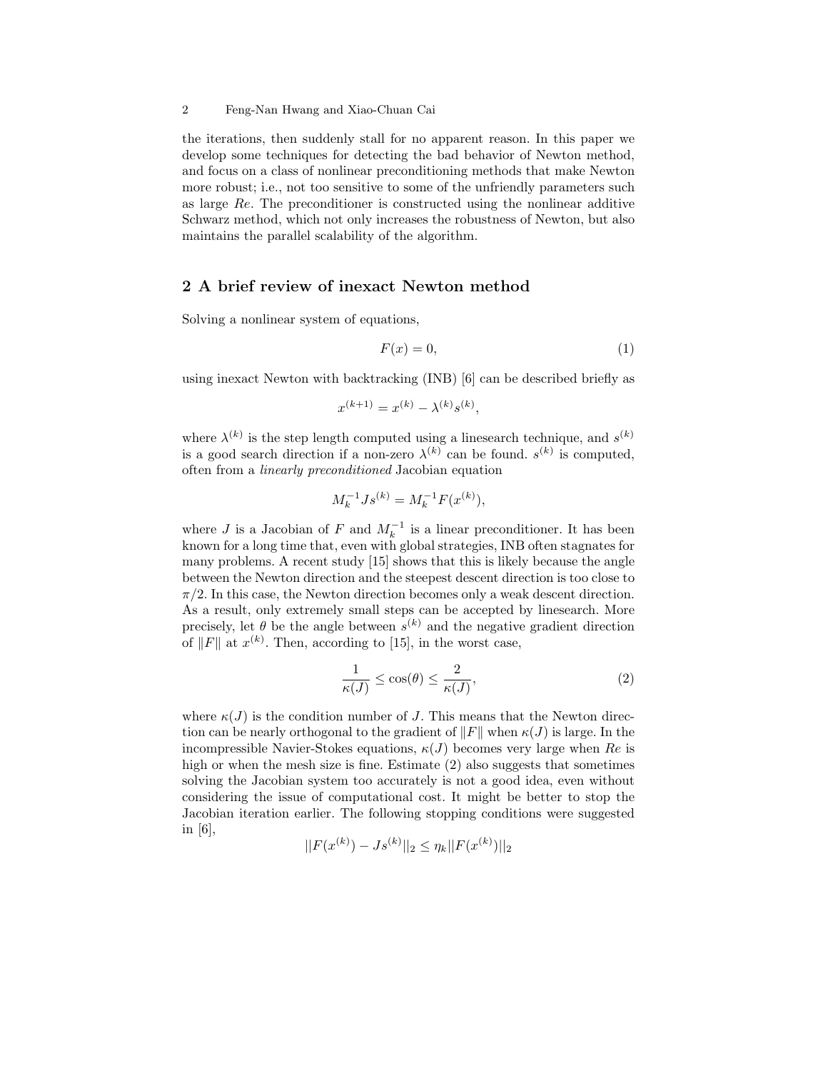the iterations, then suddenly stall for no apparent reason. In this paper we develop some techniques for detecting the bad behavior of Newton method, and focus on a class of nonlinear preconditioning methods that make Newton more robust; i.e., not too sensitive to some of the unfriendly parameters such as large $Re$. The preconditioner is constructed using the nonlinear additive Schwarz method, which not only increases the robustness of Newton, but also maintains the parallel scalability of the algorithm.

## 2 A brief review of inexact Newton method

Solving a nonlinear system of equations,

$$F(x) = 0, \tag{1}$$

using inexact Newton with backtracking (INB) [6] can be described briefly as

$$x^{(k+1)} = x^{(k)} - \lambda^{(k)} s^{(k)},$$

where $\lambda^{(k)}$ is the step length computed using a linesearch technique, and $s^{(k)}$ is a good search direction if a non-zero $\lambda^{(k)}$ can be found. $s^{(k)}$ is computed, often from a *linearly preconditioned* Jacobian equation

$$M_k^{-1} J s^{(k)} = M_k^{-1} F(x^{(k)}),$$

where $J$ is a Jacobian of $F$ and $M_k^{-1}$ is a linear preconditioner. It has been known for a long time that, even with global strategies, INB often stagnates for many problems. A recent study [15] shows that this is likely because the angle between the Newton direction and the steepest descent direction is too close to $\pi/2$. In this case, the Newton direction becomes only a weak descent direction. As a result, only extremely small steps can be accepted by linesearch. More precisely, let $\theta$ be the angle between $s^{(k)}$ and the negative gradient direction of $\|F\|$ at $x^{(k)}$. Then, according to [15], in the worst case,

$$\frac{1}{\kappa(J)} \leq \cos(\theta) \leq \frac{2}{\kappa(J)}, \tag{2}$$

where $\kappa(J)$ is the condition number of $J$. This means that the Newton direction can be nearly orthogonal to the gradient of $\|F\|$ when $\kappa(J)$ is large. In the incompressible Navier-Stokes equations, $\kappa(J)$ becomes very large when $Re$ is high or when the mesh size is fine. Estimate (2) also suggests that sometimes solving the Jacobian system too accurately is not a good idea, even without considering the issue of computational cost. It might be better to stop the Jacobian iteration earlier. The following stopping conditions were suggested in [6],

$$||F(x^{(k)}) - Js^{(k)}||_2 \leq \eta_k ||F(x^{(k)})||_2$$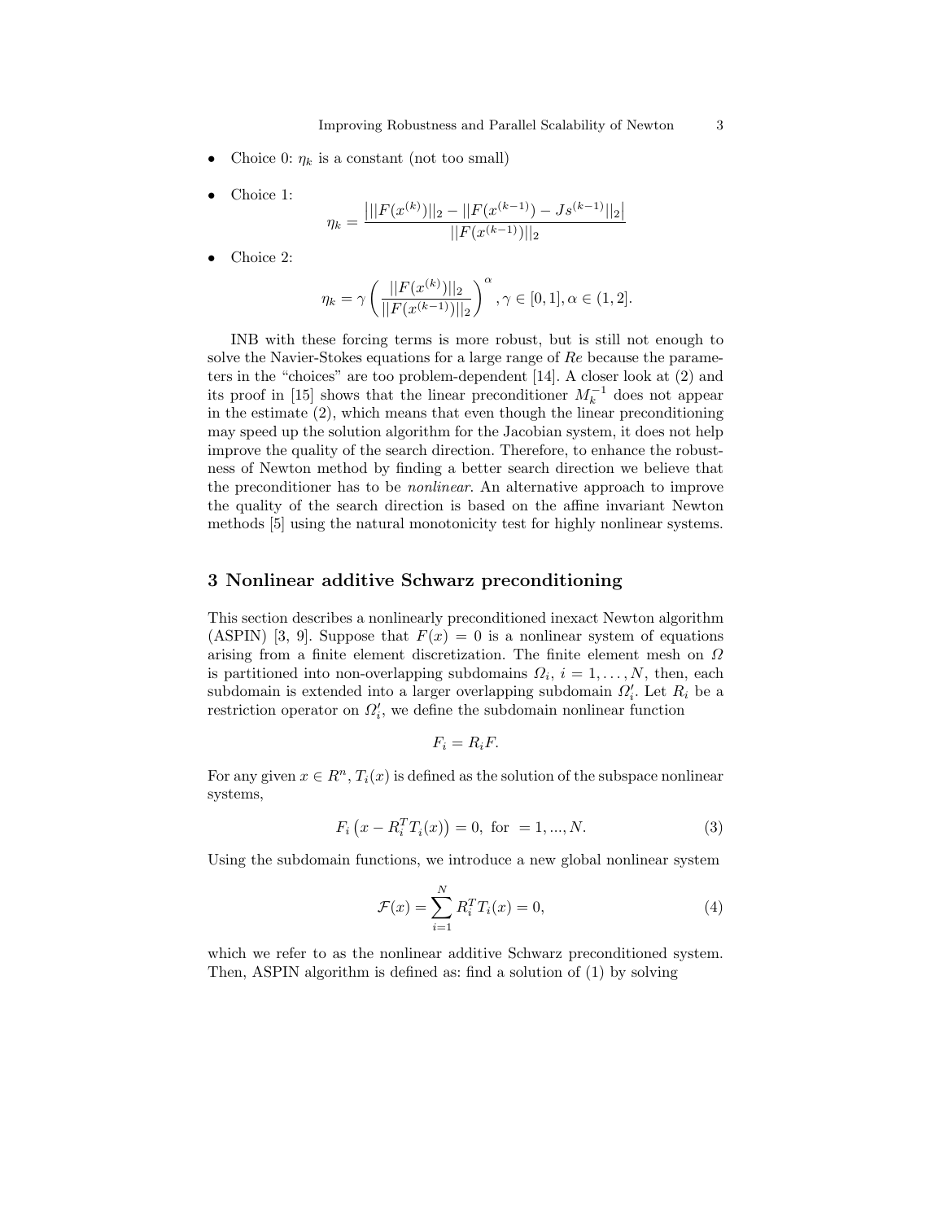- Choice 0: $\eta_k$ is a constant (not too small)
- Choice 1:

$$\eta_k = \frac{\left| ||F(x^{(k)})||_2 - ||F(x^{(k-1)}) - Js^{(k-1)}||_2 \right|}{||F(x^{(k-1)})||_2}$$

- Choice 2:

$$\eta_k = \gamma \left( \frac{||F(x^{(k)})||_2}{||F(x^{(k-1)})||_2} \right)^{\alpha}, \gamma \in [0,1], \alpha \in (1,2].$$

INB with these forcing terms is more robust, but is still not enough to solve the Navier-Stokes equations for a large range of $Re$ because the parameters in the "choices" are too problem-dependent [14]. A closer look at (2) and its proof in [15] shows that the linear preconditioner $M_k^{-1}$ does not appear in the estimate (2), which means that even though the linear preconditioning may speed up the solution algorithm for the Jacobian system, it does not help improve the quality of the search direction. Therefore, to enhance the robustness of Newton method by finding a better search direction we believe that the preconditioner has to be *nonlinear*. An alternative approach to improve the quality of the search direction is based on the affine invariant Newton methods [5] using the natural monotonicity test for highly nonlinear systems.

## 3 Nonlinear additive Schwarz preconditioning

This section describes a nonlinearly preconditioned inexact Newton algorithm (ASPIN) [3, 9]. Suppose that $F(x) = 0$ is a nonlinear system of equations arising from a finite element discretization. The finite element mesh on $\Omega$ is partitioned into non-overlapping subdomains $\Omega_i$, $i = 1, \ldots, N$, then, each subdomain is extended into a larger overlapping subdomain $\Omega_i'$. Let $R_i$ be a restriction operator on $\Omega_i'$, we define the subdomain nonlinear function

$$F_i = R_i F.$$

For any given $x \in R^n$, $T_i(x)$ is defined as the solution of the subspace nonlinear systems,

$$F_i\left(x - R_i^T T_i(x)\right) = 0, \text{ for } = 1, ..., N. \tag{3}$$

Using the subdomain functions, we introduce a new global nonlinear system

$$\mathcal{F}(x) = \sum_{i=1}^{N} R_i^T T_i(x) = 0, \tag{4}$$

which we refer to as the nonlinear additive Schwarz preconditioned system. Then, ASPIN algorithm is defined as: find a solution of (1) by solving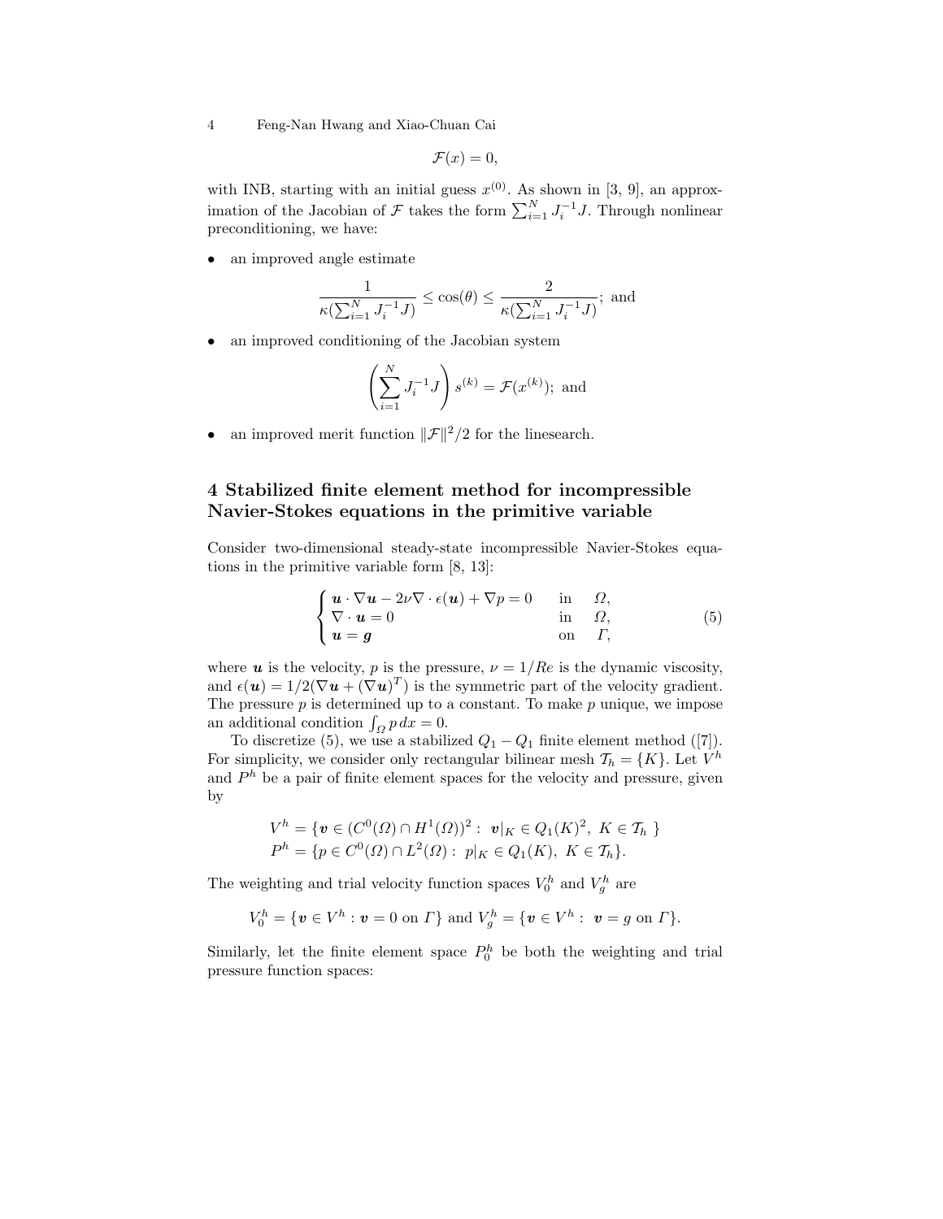$$\mathcal{F}(x) = 0,$$

with INB, starting with an initial guess $x^{(0)}$. As shown in [3, 9], an approximation of the Jacobian of $\mathcal{F}$ takes the form $\sum_{i=1}^{N} J_i^{-1} J$. Through nonlinear preconditioning, we have:

- an improved angle estimate

$$\frac{1}{\kappa(\sum_{i=1}^{N} J_i^{-1} J)} \leq \cos(\theta) \leq \frac{2}{\kappa(\sum_{i=1}^{N} J_i^{-1} J)}; \text{ and}$$

- an improved conditioning of the Jacobian system

$$\left( \sum_{i=1}^{N} J_i^{-1} J \right) s^{(k)} = \mathcal{F}(x^{(k)}); \text{ and}$$

- an improved merit function $\|\mathcal{F}\|^2/2$ for the linesearch.

## 4 Stabilized finite element method for incompressible Navier-Stokes equations in the primitive variable

Consider two-dimensional steady-state incompressible Navier-Stokes equations in the primitive variable form [8, 13]:

$$\begin{cases} \boldsymbol{u} \cdot \nabla \boldsymbol{u} - 2\nu \nabla \cdot \epsilon(\boldsymbol{u}) + \nabla p = 0 & \text{in} \quad \Omega, \\ \nabla \cdot \boldsymbol{u} = 0 & \text{in} \quad \Omega, \\ \boldsymbol{u} = \boldsymbol{g} & \text{on} \quad \Gamma, \end{cases} \tag{5}$$

where $\boldsymbol{u}$ is the velocity, $p$ is the pressure, $\nu = 1/Re$ is the dynamic viscosity, and $\epsilon(\boldsymbol{u}) = 1/2(\nabla \boldsymbol{u} + (\nabla \boldsymbol{u})^T)$ is the symmetric part of the velocity gradient. The pressure $p$ is determined up to a constant. To make $p$ unique, we impose an additional condition $\int_{\Omega} p \, dx = 0$.

To discretize (5), we use a stabilized $Q_1 - Q_1$ finite element method ([7]). For simplicity, we consider only rectangular bilinear mesh $\mathcal{T}_h = \{K\}$. Let $V^h$ and $P^h$ be a pair of finite element spaces for the velocity and pressure, given by

$$V^h = \{\boldsymbol{v} \in (C^0(\Omega) \cap H^1(\Omega))^2 : \ \boldsymbol{v}|_K \in Q_1(K)^2, \ K \in \mathcal{T}_h \ \}$$
$$P^h = \{p \in C^0(\Omega) \cap L^2(\Omega) : \ p|_K \in Q_1(K), \ K \in \mathcal{T}_h\}.$$

The weighting and trial velocity function spaces $V_0^h$ and $V_g^h$ are

$$V_0^h = \{\boldsymbol{v} \in V^h : \boldsymbol{v} = 0 \text{ on } \Gamma\} \text{ and } V_g^h = \{\boldsymbol{v} \in V^h : \ \boldsymbol{v} = g \text{ on } \Gamma\}.$$

Similarly, let the finite element space $P_0^h$ be both the weighting and trial pressure function spaces: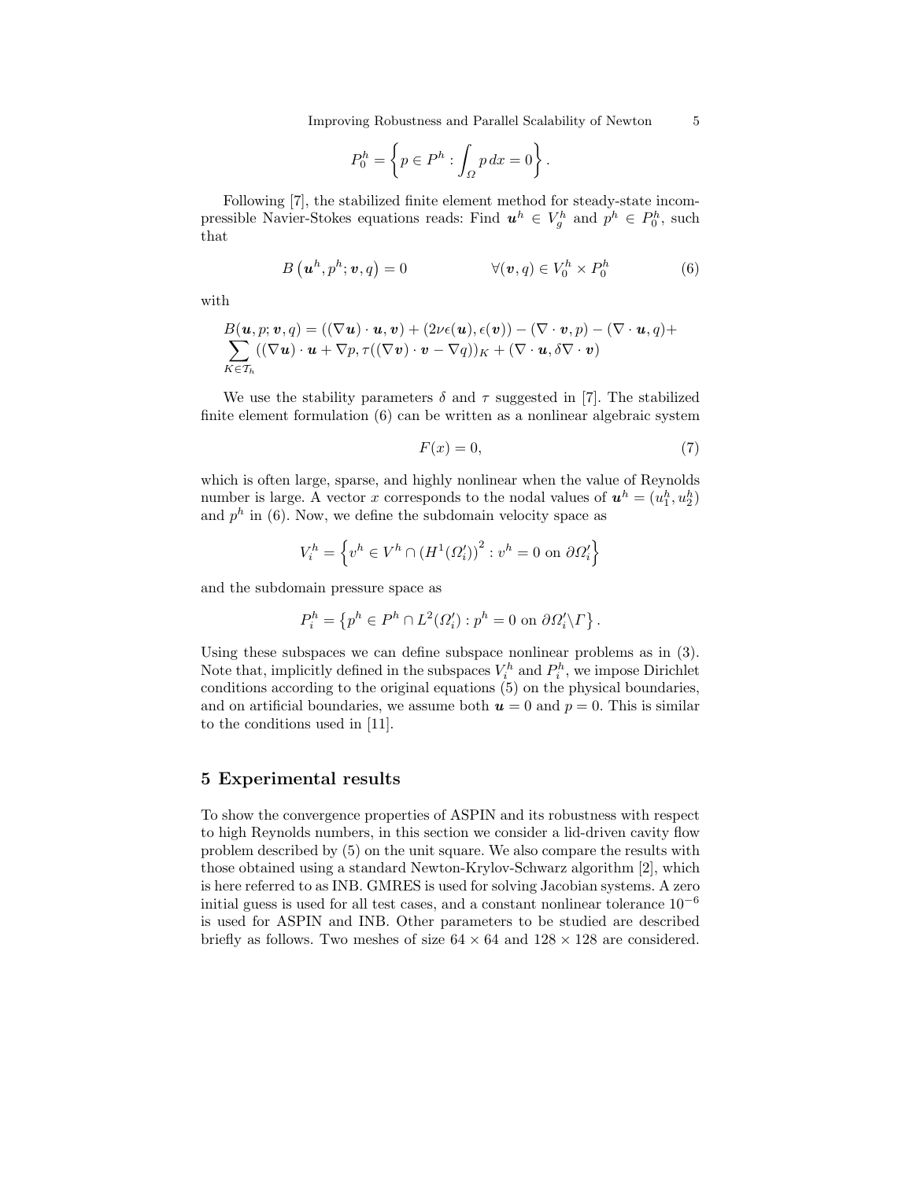$$P_0^h = \left\{ p \in P^h : \int_\Omega p \, dx = 0 \right\}.$$

Following [7], the stabilized finite element method for steady-state incompressible Navier-Stokes equations reads: Find $\boldsymbol{u}^h \in V_g^h$ and $p^h \in P_0^h$, such that

$$B\left(\boldsymbol{u}^h, p^h; \boldsymbol{v}, q\right) = 0 \qquad \forall (\boldsymbol{v}, q) \in V_0^h \times P_0^h \tag{6}$$

with

$$\begin{aligned} B(\boldsymbol{u}, p; \boldsymbol{v}, q) &= ((\nabla \boldsymbol{u}) \cdot \boldsymbol{u}, \boldsymbol{v}) + (2\nu\epsilon(\boldsymbol{u}), \epsilon(\boldsymbol{v})) - (\nabla \cdot \boldsymbol{v}, p) - (\nabla \cdot \boldsymbol{u}, q) + \\ \sum_{K \in \mathcal{T}_h} & ((\nabla \boldsymbol{u}) \cdot \boldsymbol{u} + \nabla p, \tau((\nabla \boldsymbol{v}) \cdot \boldsymbol{v} - \nabla q))_K + (\nabla \cdot \boldsymbol{u}, \delta \nabla \cdot \boldsymbol{v}) \end{aligned}$$

We use the stability parameters $\delta$ and $\tau$ suggested in [7]. The stabilized finite element formulation (6) can be written as a nonlinear algebraic system

$$F(x) = 0, \tag{7}$$

which is often large, sparse, and highly nonlinear when the value of Reynolds number is large. A vector $x$ corresponds to the nodal values of $\boldsymbol{u}^h = (u_1^h, u_2^h)$ and $p^h$ in (6). Now, we define the subdomain velocity space as

$$V_i^h = \left\{ v^h \in V^h \cap \left(H^1(\Omega_i')\right)^2 : v^h = 0 \text{ on } \partial\Omega_i' \right\}$$

and the subdomain pressure space as

$$P_i^h = \left\{ p^h \in P^h \cap L^2(\Omega_i') : p^h = 0 \text{ on } \partial\Omega_i' \backslash \Gamma \right\}.$$

Using these subspaces we can define subspace nonlinear problems as in (3). Note that, implicitly defined in the subspaces $V_i^h$ and $P_i^h$, we impose Dirichlet conditions according to the original equations (5) on the physical boundaries, and on artificial boundaries, we assume both $\boldsymbol{u} = 0$ and $p = 0$. This is similar to the conditions used in [11].

## 5 Experimental results

To show the convergence properties of ASPIN and its robustness with respect to high Reynolds numbers, in this section we consider a lid-driven cavity flow problem described by (5) on the unit square. We also compare the results with those obtained using a standard Newton-Krylov-Schwarz algorithm [2], which is here referred to as INB. GMRES is used for solving Jacobian systems. A zero initial guess is used for all test cases, and a constant nonlinear tolerance $10^{-6}$ is used for ASPIN and INB. Other parameters to be studied are described briefly as follows. Two meshes of size $64 \times 64$ and $128 \times 128$ are considered.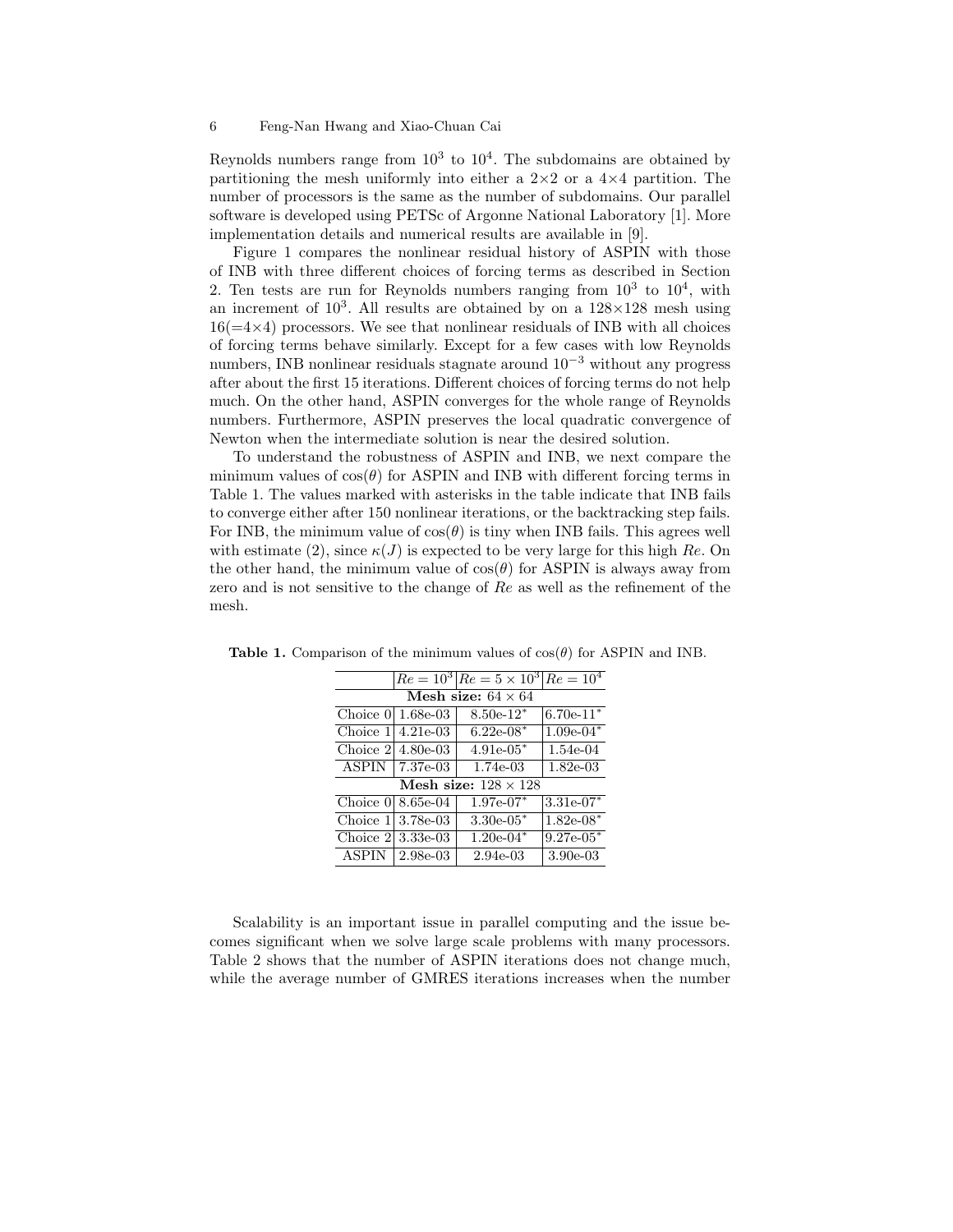Reynolds numbers range from $10^3$ to $10^4$. The subdomains are obtained by partitioning the mesh uniformly into either a $2\times2$ or a $4\times4$ partition. The number of processors is the same as the number of subdomains. Our parallel software is developed using PETSc of Argonne National Laboratory [1]. More implementation details and numerical results are available in [9].

Figure 1 compares the nonlinear residual history of ASPIN with those of INB with three different choices of forcing terms as described in Section 2. Ten tests are run for Reynolds numbers ranging from $10^3$ to $10^4$, with an increment of $10^3$. All results are obtained by on a $128\times128$ mesh using $16(=4\times4)$ processors. We see that nonlinear residuals of INB with all choices of forcing terms behave similarly. Except for a few cases with low Reynolds numbers, INB nonlinear residuals stagnate around $10^{-3}$ without any progress after about the first 15 iterations. Different choices of forcing terms do not help much. On the other hand, ASPIN converges for the whole range of Reynolds numbers. Furthermore, ASPIN preserves the local quadratic convergence of Newton when the intermediate solution is near the desired solution.

To understand the robustness of ASPIN and INB, we next compare the minimum values of $\cos(\theta)$ for ASPIN and INB with different forcing terms in Table 1. The values marked with asterisks in the table indicate that INB fails to converge either after 150 nonlinear iterations, or the backtracking step fails. For INB, the minimum value of $\cos(\theta)$ is tiny when INB fails. This agrees well with estimate (2), since $\kappa(J)$ is expected to be very large for this high $Re$. On the other hand, the minimum value of $\cos(\theta)$ for ASPIN is always away from zero and is not sensitive to the change of $Re$ as well as the refinement of the mesh.

**Table 1.** Comparison of the minimum values of $\cos(\theta)$ for ASPIN and INB.

| | $Re = 10^3$ | $Re = 5\times10^3$ | $Re = 10^4$ |
|---|---|---|---|
| **Mesh size:** $64\times64$ | | | |
| Choice 0 | 1.68e-03 | 8.50e-12* | 6.70e-11* |
| Choice 1 | 4.21e-03 | 6.22e-08* | 1.09e-04* |
| Choice 2 | 4.80e-03 | 4.91e-05* | 1.54e-04 |
| ASPIN | 7.37e-03 | 1.74e-03 | 1.82e-03 |
| **Mesh size:** $128\times128$ | | | |
| Choice 0 | 8.65e-04 | 1.97e-07* | 3.31e-07* |
| Choice 1 | 3.78e-03 | 3.30e-05* | 1.82e-08* |
| Choice 2 | 3.33e-03 | 1.20e-04* | 9.27e-05* |
| ASPIN | 2.98e-03 | 2.94e-03 | 3.90e-03 |

Scalability is an important issue in parallel computing and the issue becomes significant when we solve large scale problems with many processors. Table 2 shows that the number of ASPIN iterations does not change much, while the average number of GMRES iterations increases when the number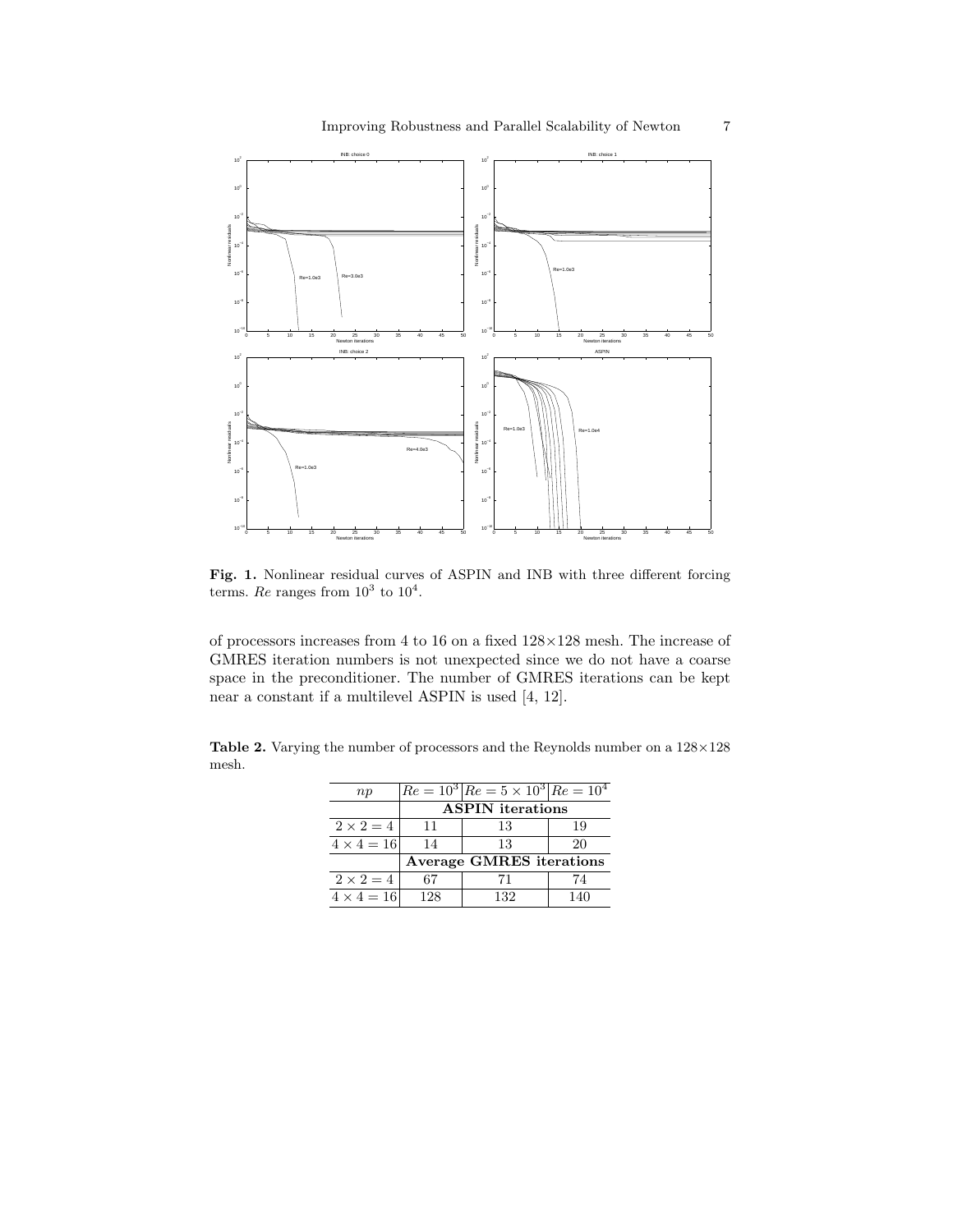**Fig. 1.** Nonlinear residual curves of ASPIN and INB with three different forcing terms. $Re$ ranges from $10^3$ to $10^4$.

of processors increases from 4 to 16 on a fixed $128\times128$ mesh. The increase of GMRES iteration numbers is not unexpected since we do not have a coarse space in the preconditioner. The number of GMRES iterations can be kept near a constant if a multilevel ASPIN is used [4, 12].

**Table 2.** Varying the number of processors and the Reynolds number on a $128\times128$ mesh.

| $np$ | $Re = 10^3$ | $Re = 5\times10^3$ | $Re = 10^4$ |
|---|---|---|---|
| | **ASPIN iterations** | | |
| $2\times2=4$ | 11 | 13 | 19 |
| $4\times4=16$ | 14 | 13 | 20 |
| | **Average GMRES iterations** | | |
| $2\times2=4$ | 67 | 71 | 74 |
| $4\times4=16$ | 128 | 132 | 140 |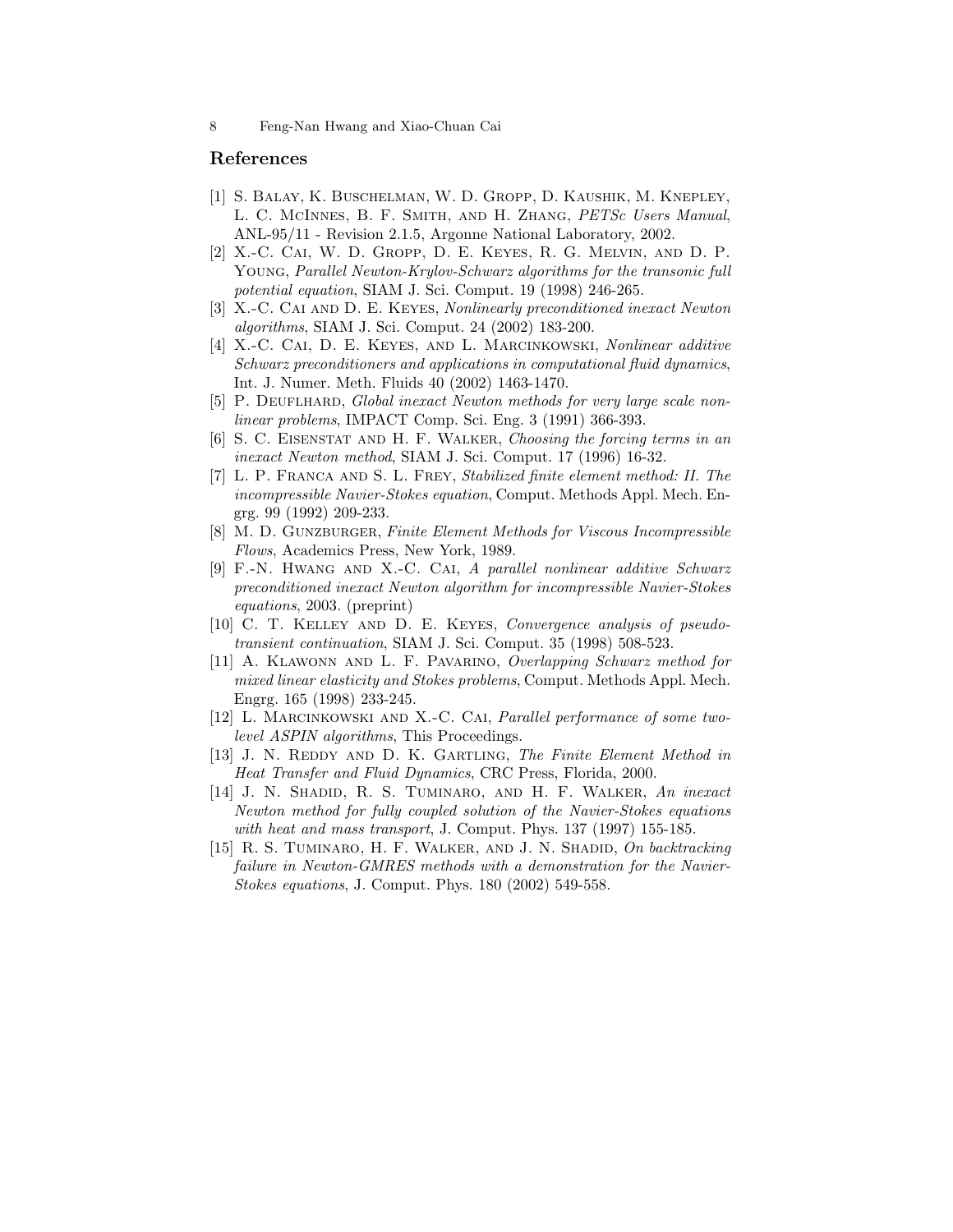## References

[1] S. Balay, K. Buschelman, W. D. Gropp, D. Kaushik, M. Knepley, L. C. McInnes, B. F. Smith, and H. Zhang, *PETSc Users Manual*, ANL-95/11 - Revision 2.1.5, Argonne National Laboratory, 2002.

[2] X.-C. Cai, W. D. Gropp, D. E. Keyes, R. G. Melvin, and D. P. Young, *Parallel Newton-Krylov-Schwarz algorithms for the transonic full potential equation*, SIAM J. Sci. Comput. 19 (1998) 246-265.

[3] X.-C. Cai and D. E. Keyes, *Nonlinearly preconditioned inexact Newton algorithms*, SIAM J. Sci. Comput. 24 (2002) 183-200.

[4] X.-C. Cai, D. E. Keyes, and L. Marcinkowski, *Nonlinear additive Schwarz preconditioners and applications in computational fluid dynamics*, Int. J. Numer. Meth. Fluids 40 (2002) 1463-1470.

[5] P. Deuflhard, *Global inexact Newton methods for very large scale nonlinear problems*, IMPACT Comp. Sci. Eng. 3 (1991) 366-393.

[6] S. C. Eisenstat and H. F. Walker, *Choosing the forcing terms in an inexact Newton method*, SIAM J. Sci. Comput. 17 (1996) 16-32.

[7] L. P. Franca and S. L. Frey, *Stabilized finite element method: II. The incompressible Navier-Stokes equation*, Comput. Methods Appl. Mech. Engrg. 99 (1992) 209-233.

[8] M. D. Gunzburger, *Finite Element Methods for Viscous Incompressible Flows*, Academics Press, New York, 1989.

[9] F.-N. Hwang and X.-C. Cai, *A parallel nonlinear additive Schwarz preconditioned inexact Newton algorithm for incompressible Navier-Stokes equations*, 2003. (preprint)

[10] C. T. Kelley and D. E. Keyes, *Convergence analysis of pseudo-transient continuation*, SIAM J. Sci. Comput. 35 (1998) 508-523.

[11] A. Klawonn and L. F. Pavarino, *Overlapping Schwarz method for mixed linear elasticity and Stokes problems*, Comput. Methods Appl. Mech. Engrg. 165 (1998) 233-245.

[12] L. Marcinkowski and X.-C. Cai, *Parallel performance of some two-level ASPIN algorithms*, This Proceedings.

[13] J. N. Reddy and D. K. Gartling, *The Finite Element Method in Heat Transfer and Fluid Dynamics*, CRC Press, Florida, 2000.

[14] J. N. Shadid, R. S. Tuminaro, and H. F. Walker, *An inexact Newton method for fully coupled solution of the Navier-Stokes equations with heat and mass transport*, J. Comput. Phys. 137 (1997) 155-185.

[15] R. S. Tuminaro, H. F. Walker, and J. N. Shadid, *On backtracking failure in Newton-GMRES methods with a demonstration for the Navier-Stokes equations*, J. Comput. Phys. 180 (2002) 549-558.